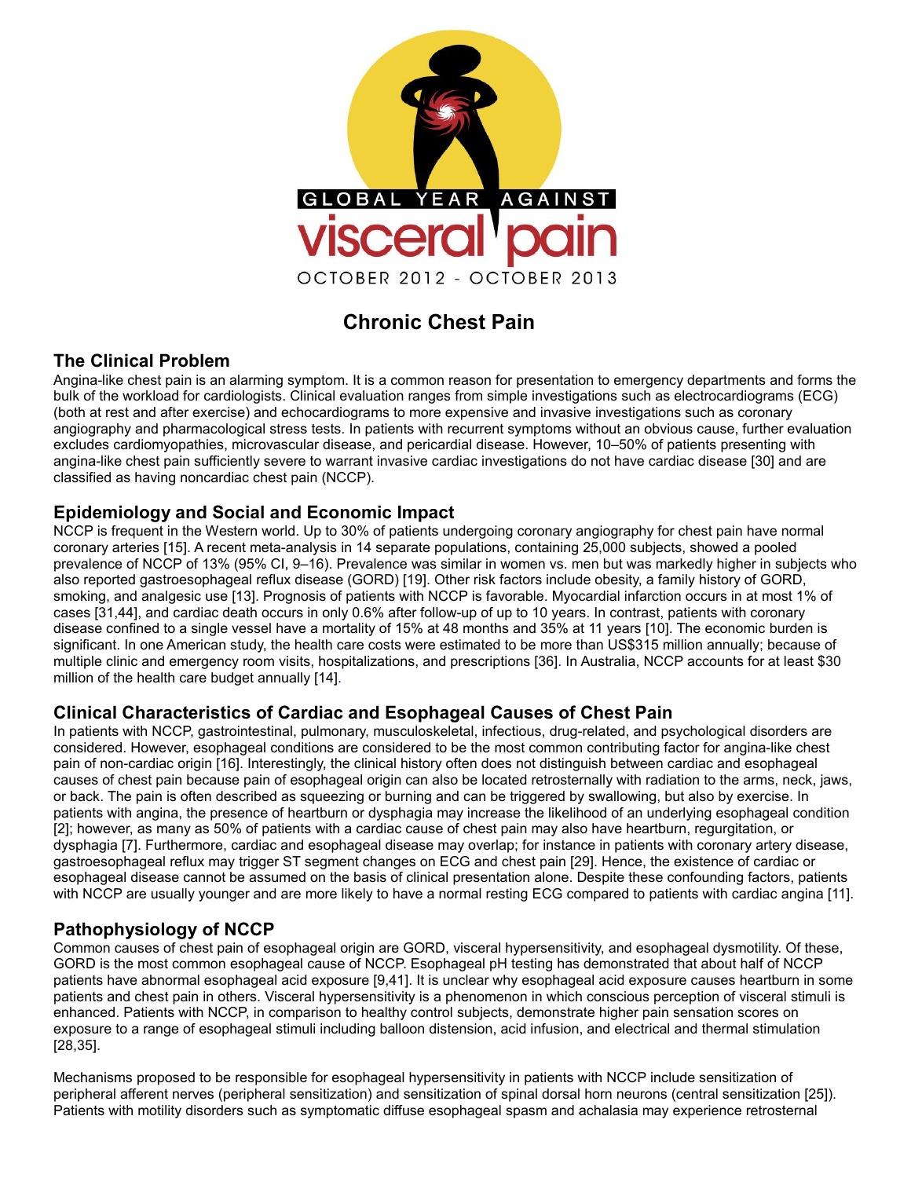GLOBAL YEAR AGAINST

visceral pain

OCTOBER 2012 - OCTOBER 2013

# Chronic Chest Pain

## The Clinical Problem

Angina-like chest pain is an alarming symptom. It is a common reason for presentation to emergency departments and forms the bulk of the workload for cardiologists. Clinical evaluation ranges from simple investigations such as electrocardiograms (ECG) (both at rest and after exercise) and echocardiograms to more expensive and invasive investigations such as coronary angiography and pharmacological stress tests. In patients with recurrent symptoms without an obvious cause, further evaluation excludes cardiomyopathies, microvascular disease, and pericardial disease. However, 10–50% of patients presenting with angina-like chest pain sufficiently severe to warrant invasive cardiac investigations do not have cardiac disease [30] and are classified as having noncardiac chest pain (NCCP).

## Epidemiology and Social and Economic Impact

NCCP is frequent in the Western world. Up to 30% of patients undergoing coronary angiography for chest pain have normal coronary arteries [15]. A recent meta-analysis in 14 separate populations, containing 25,000 subjects, showed a pooled prevalence of NCCP of 13% (95% CI, 9–16). Prevalence was similar in women vs. men but was markedly higher in subjects who also reported gastroesophageal reflux disease (GORD) [19]. Other risk factors include obesity, a family history of GORD, smoking, and analgesic use [13]. Prognosis of patients with NCCP is favorable. Myocardial infarction occurs in at most 1% of cases [31,44], and cardiac death occurs in only 0.6% after follow-up of up to 10 years. In contrast, patients with coronary disease confined to a single vessel have a mortality of 15% at 48 months and 35% at 11 years [10]. The economic burden is significant. In one American study, the health care costs were estimated to be more than US$315 million annually; because of multiple clinic and emergency room visits, hospitalizations, and prescriptions [36]. In Australia, NCCP accounts for at least $30 million of the health care budget annually [14].

## Clinical Characteristics of Cardiac and Esophageal Causes of Chest Pain

In patients with NCCP, gastrointestinal, pulmonary, musculoskeletal, infectious, drug-related, and psychological disorders are considered. However, esophageal conditions are considered to be the most common contributing factor for angina-like chest pain of non-cardiac origin [16]. Interestingly, the clinical history often does not distinguish between cardiac and esophageal causes of chest pain because pain of esophageal origin can also be located retrosternally with radiation to the arms, neck, jaws, or back. The pain is often described as squeezing or burning and can be triggered by swallowing, but also by exercise. In patients with angina, the presence of heartburn or dysphagia may increase the likelihood of an underlying esophageal condition [2]; however, as many as 50% of patients with a cardiac cause of chest pain may also have heartburn, regurgitation, or dysphagia [7]. Furthermore, cardiac and esophageal disease may overlap; for instance in patients with coronary artery disease, gastroesophageal reflux may trigger ST segment changes on ECG and chest pain [29]. Hence, the existence of cardiac or esophageal disease cannot be assumed on the basis of clinical presentation alone. Despite these confounding factors, patients with NCCP are usually younger and are more likely to have a normal resting ECG compared to patients with cardiac angina [11].

## Pathophysiology of NCCP

Common causes of chest pain of esophageal origin are GORD, visceral hypersensitivity, and esophageal dysmotility. Of these, GORD is the most common esophageal cause of NCCP. Esophageal pH testing has demonstrated that about half of NCCP patients have abnormal esophageal acid exposure [9,41]. It is unclear why esophageal acid exposure causes heartburn in some patients and chest pain in others. Visceral hypersensitivity is a phenomenon in which conscious perception of visceral stimuli is enhanced. Patients with NCCP, in comparison to healthy control subjects, demonstrate higher pain sensation scores on exposure to a range of esophageal stimuli including balloon distension, acid infusion, and electrical and thermal stimulation [28,35].

Mechanisms proposed to be responsible for esophageal hypersensitivity in patients with NCCP include sensitization of peripheral afferent nerves (peripheral sensitization) and sensitization of spinal dorsal horn neurons (central sensitization [25]). Patients with motility disorders such as symptomatic diffuse esophageal spasm and achalasia may experience retrosternal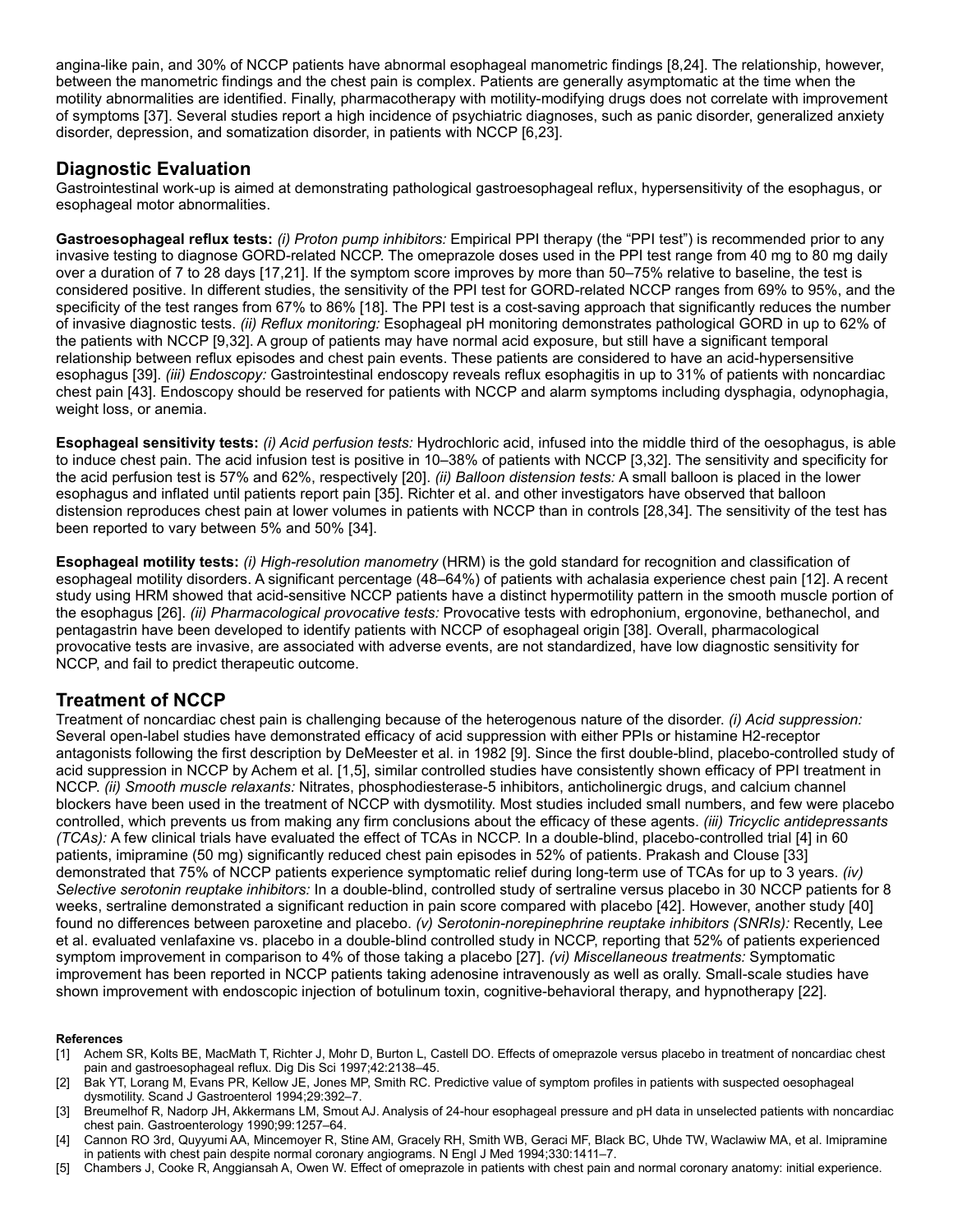angina-like pain, and 30% of NCCP patients have abnormal esophageal manometric findings [8,24]. The relationship, however, between the manometric findings and the chest pain is complex. Patients are generally asymptomatic at the time when the motility abnormalities are identified. Finally, pharmacotherapy with motility-modifying drugs does not correlate with improvement of symptoms [37]. Several studies report a high incidence of psychiatric diagnoses, such as panic disorder, generalized anxiety disorder, depression, and somatization disorder, in patients with NCCP [6,23].

## Diagnostic Evaluation

Gastrointestinal work-up is aimed at demonstrating pathological gastroesophageal reflux, hypersensitivity of the esophagus, or esophageal motor abnormalities.

**Gastroesophageal reflux tests:** *(i) Proton pump inhibitors:* Empirical PPI therapy (the "PPI test") is recommended prior to any invasive testing to diagnose GORD-related NCCP. The omeprazole doses used in the PPI test range from 40 mg to 80 mg daily over a duration of 7 to 28 days [17,21]. If the symptom score improves by more than 50–75% relative to baseline, the test is considered positive. In different studies, the sensitivity of the PPI test for GORD-related NCCP ranges from 69% to 95%, and the specificity of the test ranges from 67% to 86% [18]. The PPI test is a cost-saving approach that significantly reduces the number of invasive diagnostic tests. *(ii) Reflux monitoring:* Esophageal pH monitoring demonstrates pathological GORD in up to 62% of the patients with NCCP [9,32]. A group of patients may have normal acid exposure, but still have a significant temporal relationship between reflux episodes and chest pain events. These patients are considered to have an acid-hypersensitive esophagus [39]. *(iii) Endoscopy:* Gastrointestinal endoscopy reveals reflux esophagitis in up to 31% of patients with noncardiac chest pain [43]. Endoscopy should be reserved for patients with NCCP and alarm symptoms including dysphagia, odynophagia, weight loss, or anemia.

**Esophageal sensitivity tests:** *(i) Acid perfusion tests:* Hydrochloric acid, infused into the middle third of the oesophagus, is able to induce chest pain. The acid infusion test is positive in 10–38% of patients with NCCP [3,32]. The sensitivity and specificity for the acid perfusion test is 57% and 62%, respectively [20]. *(ii) Balloon distension tests:* A small balloon is placed in the lower esophagus and inflated until patients report pain [35]. Richter et al. and other investigators have observed that balloon distension reproduces chest pain at lower volumes in patients with NCCP than in controls [28,34]. The sensitivity of the test has been reported to vary between 5% and 50% [34].

**Esophageal motility tests:** *(i) High-resolution manometry* (HRM) is the gold standard for recognition and classification of esophageal motility disorders. A significant percentage (48–64%) of patients with achalasia experience chest pain [12]. A recent study using HRM showed that acid-sensitive NCCP patients have a distinct hypermotility pattern in the smooth muscle portion of the esophagus [26]. *(ii) Pharmacological provocative tests:* Provocative tests with edrophonium, ergonovine, bethanechol, and pentagastrin have been developed to identify patients with NCCP of esophageal origin [38]. Overall, pharmacological provocative tests are invasive, are associated with adverse events, are not standardized, have low diagnostic sensitivity for NCCP, and fail to predict therapeutic outcome.

## Treatment of NCCP

Treatment of noncardiac chest pain is challenging because of the heterogenous nature of the disorder. *(i) Acid suppression:* Several open-label studies have demonstrated efficacy of acid suppression with either PPIs or histamine H2-receptor antagonists following the first description by DeMeester et al. in 1982 [9]. Since the first double-blind, placebo-controlled study of acid suppression in NCCP by Achem et al. [1,5], similar controlled studies have consistently shown efficacy of PPI treatment in NCCP. *(ii) Smooth muscle relaxants:* Nitrates, phosphodiesterase-5 inhibitors, anticholinergic drugs, and calcium channel blockers have been used in the treatment of NCCP with dysmotility. Most studies included small numbers, and few were placebo controlled, which prevents us from making any firm conclusions about the efficacy of these agents. *(iii) Tricyclic antidepressants (TCAs):* A few clinical trials have evaluated the effect of TCAs in NCCP. In a double-blind, placebo-controlled trial [4] in 60 patients, imipramine (50 mg) significantly reduced chest pain episodes in 52% of patients. Prakash and Clouse [33] demonstrated that 75% of NCCP patients experience symptomatic relief during long-term use of TCAs for up to 3 years. *(iv) Selective serotonin reuptake inhibitors:* In a double-blind, controlled study of sertraline versus placebo in 30 NCCP patients for 8 weeks, sertraline demonstrated a significant reduction in pain score compared with placebo [42]. However, another study [40] found no differences between paroxetine and placebo. *(v) Serotonin-norepinephrine reuptake inhibitors (SNRIs):* Recently, Lee et al. evaluated venlafaxine vs. placebo in a double-blind controlled study in NCCP, reporting that 52% of patients experienced symptom improvement in comparison to 4% of those taking a placebo [27]. *(vi) Miscellaneous treatments:* Symptomatic improvement has been reported in NCCP patients taking adenosine intravenously as well as orally. Small-scale studies have shown improvement with endoscopic injection of botulinum toxin, cognitive-behavioral therapy, and hypnotherapy [22].

#### References

[1] Achem SR, Kolts BE, MacMath T, Richter J, Mohr D, Burton L, Castell DO. Effects of omeprazole versus placebo in treatment of noncardiac chest pain and gastroesophageal reflux. Dig Dis Sci 1997;42:2138–45.

[2] Bak YT, Lorang M, Evans PR, Kellow JE, Jones MP, Smith RC. Predictive value of symptom profiles in patients with suspected oesophageal dysmotility. Scand J Gastroenterol 1994;29:392–7.

[3] Breumelhof R, Nadorp JH, Akkermans LM, Smout AJ. Analysis of 24-hour esophageal pressure and pH data in unselected patients with noncardiac chest pain. Gastroenterology 1990;99:1257–64.

[4] Cannon RO 3rd, Quyyumi AA, Mincemoyer R, Stine AM, Gracely RH, Smith WB, Geraci MF, Black BC, Uhde TW, Waclawiw MA, et al. Imipramine in patients with chest pain despite normal coronary angiograms. N Engl J Med 1994;330:1411–7.

[5] Chambers J, Cooke R, Anggiansah A, Owen W. Effect of omeprazole in patients with chest pain and normal coronary anatomy: initial experience.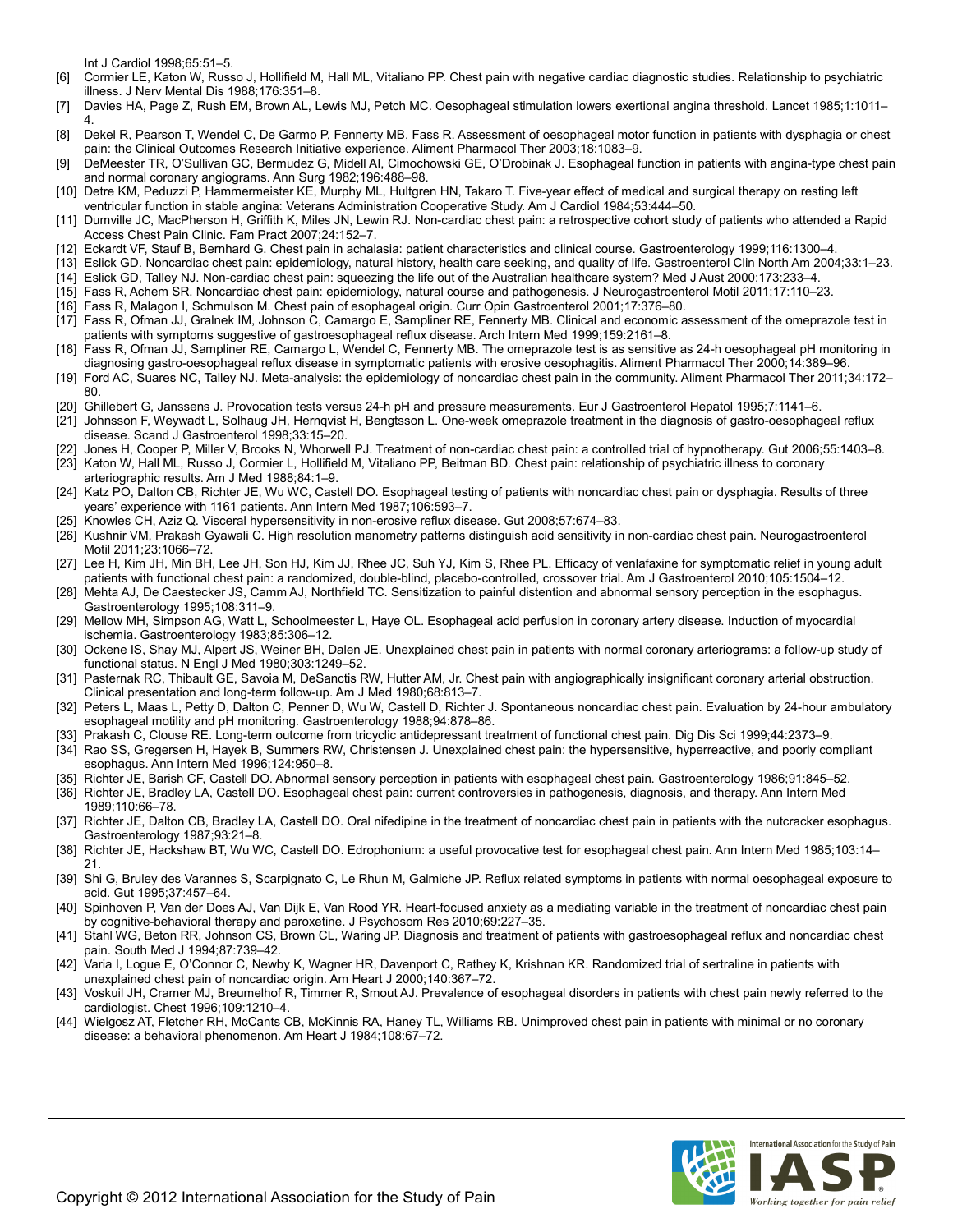Int J Cardiol 1998;65:51–5.

[6] Cormier LE, Katon W, Russo J, Hollifield M, Hall ML, Vitaliano PP. Chest pain with negative cardiac diagnostic studies. Relationship to psychiatric illness. J Nerv Mental Dis 1988;176:351–8.

[7] Davies HA, Page Z, Rush EM, Brown AL, Lewis MJ, Petch MC. Oesophageal stimulation lowers exertional angina threshold. Lancet 1985;1:1011–4.

[8] Dekel R, Pearson T, Wendel C, De Garmo P, Fennerty MB, Fass R. Assessment of oesophageal motor function in patients with dysphagia or chest pain: the Clinical Outcomes Research Initiative experience. Aliment Pharmacol Ther 2003;18:1083–9.

[9] DeMeester TR, O'Sullivan GC, Bermudez G, Midell AI, Cimochowski GE, O'Drobinak J. Esophageal function in patients with angina-type chest pain and normal coronary angiograms. Ann Surg 1982;196:488–98.

[10] Detre KM, Peduzzi P, Hammermeister KE, Murphy ML, Hultgren HN, Takaro T. Five-year effect of medical and surgical therapy on resting left ventricular function in stable angina: Veterans Administration Cooperative Study. Am J Cardiol 1984;53:444–50.

[11] Dumville JC, MacPherson H, Griffith K, Miles JN, Lewin RJ. Non-cardiac chest pain: a retrospective cohort study of patients who attended a Rapid Access Chest Pain Clinic. Fam Pract 2007;24:152–7.

[12] Eckardt VF, Stauf B, Bernhard G. Chest pain in achalasia: patient characteristics and clinical course. Gastroenterology 1999;116:1300–4.

[13] Eslick GD. Noncardiac chest pain: epidemiology, natural history, health care seeking, and quality of life. Gastroenterol Clin North Am 2004;33:1–23.

[14] Eslick GD, Talley NJ. Non-cardiac chest pain: squeezing the life out of the Australian healthcare system? Med J Aust 2000;173:233–4.

[15] Fass R, Achem SR. Noncardiac chest pain: epidemiology, natural course and pathogenesis. J Neurogastroenterol Motil 2011;17:110–23.

[16] Fass R, Malagon I, Schmulson M. Chest pain of esophageal origin. Curr Opin Gastroenterol 2001;17:376–80.

[17] Fass R, Ofman JJ, Gralnek IM, Johnson C, Camargo E, Sampliner RE, Fennerty MB. Clinical and economic assessment of the omeprazole test in patients with symptoms suggestive of gastroesophageal reflux disease. Arch Intern Med 1999;159:2161–8.

[18] Fass R, Ofman JJ, Sampliner RE, Camargo L, Wendel C, Fennerty MB. The omeprazole test is as sensitive as 24-h oesophageal pH monitoring in diagnosing gastro-oesophageal reflux disease in symptomatic patients with erosive oesophagitis. Aliment Pharmacol Ther 2000;14:389–96.

[19] Ford AC, Suares NC, Talley NJ. Meta-analysis: the epidemiology of noncardiac chest pain in the community. Aliment Pharmacol Ther 2011;34:172–80.

[20] Ghillebert G, Janssens J. Provocation tests versus 24-h pH and pressure measurements. Eur J Gastroenterol Hepatol 1995;7:1141–6.

[21] Johnsson F, Weywadt L, Solhaug JH, Hernqvist H, Bengtsson L. One-week omeprazole treatment in the diagnosis of gastro-oesophageal reflux disease. Scand J Gastroenterol 1998;33:15–20.

[22] Jones H, Cooper P, Miller V, Brooks N, Whorwell PJ. Treatment of non-cardiac chest pain: a controlled trial of hypnotherapy. Gut 2006;55:1403–8.

[23] Katon W, Hall ML, Russo J, Cormier L, Hollifield M, Vitaliano PP, Beitman BD. Chest pain: relationship of psychiatric illness to coronary arteriographic results. Am J Med 1988;84:1–9.

[24] Katz PO, Dalton CB, Richter JE, Wu WC, Castell DO. Esophageal testing of patients with noncardiac chest pain or dysphagia. Results of three years' experience with 1161 patients. Ann Intern Med 1987;106:593–7.

[25] Knowles CH, Aziz Q. Visceral hypersensitivity in non-erosive reflux disease. Gut 2008;57:674–83.

[26] Kushnir VM, Prakash Gyawali C. High resolution manometry patterns distinguish acid sensitivity in non-cardiac chest pain. Neurogastroenterol Motil 2011;23:1066–72.

[27] Lee H, Kim JH, Min BH, Lee JH, Son HJ, Kim JJ, Rhee JC, Suh YJ, Kim S, Rhee PL. Efficacy of venlafaxine for symptomatic relief in young adult patients with functional chest pain: a randomized, double-blind, placebo-controlled, crossover trial. Am J Gastroenterol 2010;105:1504–12.

[28] Mehta AJ, De Caestecker JS, Camm AJ, Northfield TC. Sensitization to painful distention and abnormal sensory perception in the esophagus. Gastroenterology 1995;108:311–9.

[29] Mellow MH, Simpson AG, Watt L, Schoolmeester L, Haye OL. Esophageal acid perfusion in coronary artery disease. Induction of myocardial ischemia. Gastroenterology 1983;85:306–12.

[30] Ockene IS, Shay MJ, Alpert JS, Weiner BH, Dalen JE. Unexplained chest pain in patients with normal coronary arteriograms: a follow-up study of functional status. N Engl J Med 1980;303:1249–52.

[31] Pasternak RC, Thibault GE, Savoia M, DeSanctis RW, Hutter AM, Jr. Chest pain with angiographically insignificant coronary arterial obstruction. Clinical presentation and long-term follow-up. Am J Med 1980;68:813–7.

[32] Peters L, Maas L, Petty D, Dalton C, Penner D, Wu W, Castell D, Richter J. Spontaneous noncardiac chest pain. Evaluation by 24-hour ambulatory esophageal motility and pH monitoring. Gastroenterology 1988;94:878–86.

[33] Prakash C, Clouse RE. Long-term outcome from tricyclic antidepressant treatment of functional chest pain. Dig Dis Sci 1999;44:2373–9.

[34] Rao SS, Gregersen H, Hayek B, Summers RW, Christensen J. Unexplained chest pain: the hypersensitive, hyperreactive, and poorly compliant esophagus. Ann Intern Med 1996;124:950–8.

[35] Richter JE, Barish CF, Castell DO. Abnormal sensory perception in patients with esophageal chest pain. Gastroenterology 1986;91:845–52.

[36] Richter JE, Bradley LA, Castell DO. Esophageal chest pain: current controversies in pathogenesis, diagnosis, and therapy. Ann Intern Med 1989;110:66–78.

[37] Richter JE, Dalton CB, Bradley LA, Castell DO. Oral nifedipine in the treatment of noncardiac chest pain in patients with the nutcracker esophagus. Gastroenterology 1987;93:21–8.

[38] Richter JE, Hackshaw BT, Wu WC, Castell DO. Edrophonium: a useful provocative test for esophageal chest pain. Ann Intern Med 1985;103:14–21.

[39] Shi G, Bruley des Varannes S, Scarpignato C, Le Rhun M, Galmiche JP. Reflux related symptoms in patients with normal oesophageal exposure to acid. Gut 1995;37:457–64.

[40] Spinhoven P, Van der Does AJ, Van Dijk E, Van Rood YR. Heart-focused anxiety as a mediating variable in the treatment of noncardiac chest pain by cognitive-behavioral therapy and paroxetine. J Psychosom Res 2010;69:227–35.

[41] Stahl WG, Beton RR, Johnson CS, Brown CL, Waring JP. Diagnosis and treatment of patients with gastroesophageal reflux and noncardiac chest pain. South Med J 1994;87:739–42.

[42] Varia I, Logue E, O'Connor C, Newby K, Wagner HR, Davenport C, Rathey K, Krishnan KR. Randomized trial of sertraline in patients with unexplained chest pain of noncardiac origin. Am Heart J 2000;140:367–72.

[43] Voskuil JH, Cramer MJ, Breumelhof R, Timmer R, Smout AJ. Prevalence of esophageal disorders in patients with chest pain newly referred to the cardiologist. Chest 1996;109:1210–4.

[44] Wielgosz AT, Fletcher RH, McCants CB, McKinnis RA, Haney TL, Williams RB. Unimproved chest pain in patients with minimal or no coronary disease: a behavioral phenomenon. Am Heart J 1984;108:67–72.

Copyright © 2012 International Association for the Study of Pain